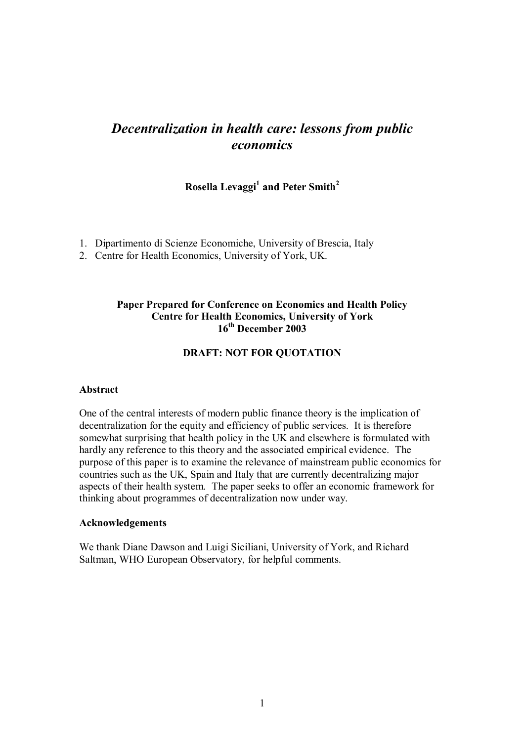# *Decentralization in health care: lessons from public economics*

**Rosella Levaggi[1] and Peter Smith[2]**

1. Dipartimento di Scienze Economiche, University of Brescia, Italy
2. Centre for Health Economics, University of York, UK.

**Paper Prepared for Conference on Economics and Health Policy**
**Centre for Health Economics, University of York**
**16th December 2003**

**DRAFT: NOT FOR QUOTATION**

**Abstract**

One of the central interests of modern public finance theory is the implication of decentralization for the equity and efficiency of public services. It is therefore somewhat surprising that health policy in the UK and elsewhere is formulated with hardly any reference to this theory and the associated empirical evidence. The purpose of this paper is to examine the relevance of mainstream public economics for countries such as the UK, Spain and Italy that are currently decentralizing major aspects of their health system. The paper seeks to offer an economic framework for thinking about programmes of decentralization now under way.

**Acknowledgements**

We thank Diane Dawson and Luigi Siciliani, University of York, and Richard Saltman, WHO European Observatory, for helpful comments.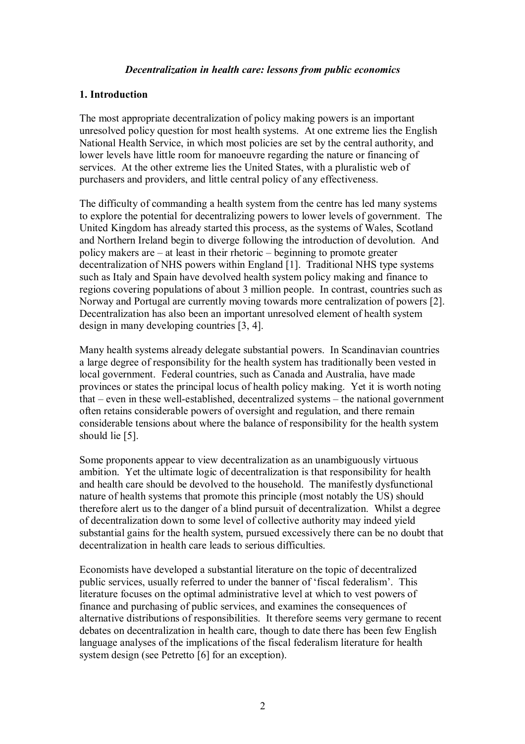*Decentralization in health care: lessons from public economics*

## 1. Introduction

The most appropriate decentralization of policy making powers is an important unresolved policy question for most health systems. At one extreme lies the English National Health Service, in which most policies are set by the central authority, and lower levels have little room for manoeuvre regarding the nature or financing of services. At the other extreme lies the United States, with a pluralistic web of purchasers and providers, and little central policy of any effectiveness.

The difficulty of commanding a health system from the centre has led many systems to explore the potential for decentralizing powers to lower levels of government. The United Kingdom has already started this process, as the systems of Wales, Scotland and Northern Ireland begin to diverge following the introduction of devolution. And policy makers are – at least in their rhetoric – beginning to promote greater decentralization of NHS powers within England [1]. Traditional NHS type systems such as Italy and Spain have devolved health system policy making and finance to regions covering populations of about 3 million people. In contrast, countries such as Norway and Portugal are currently moving towards more centralization of powers [2]. Decentralization has also been an important unresolved element of health system design in many developing countries [3, 4].

Many health systems already delegate substantial powers. In Scandinavian countries a large degree of responsibility for the health system has traditionally been vested in local government. Federal countries, such as Canada and Australia, have made provinces or states the principal locus of health policy making. Yet it is worth noting that – even in these well-established, decentralized systems – the national government often retains considerable powers of oversight and regulation, and there remain considerable tensions about where the balance of responsibility for the health system should lie [5].

Some proponents appear to view decentralization as an unambiguously virtuous ambition. Yet the ultimate logic of decentralization is that responsibility for health and health care should be devolved to the household. The manifestly dysfunctional nature of health systems that promote this principle (most notably the US) should therefore alert us to the danger of a blind pursuit of decentralization. Whilst a degree of decentralization down to some level of collective authority may indeed yield substantial gains for the health system, pursued excessively there can be no doubt that decentralization in health care leads to serious difficulties.

Economists have developed a substantial literature on the topic of decentralized public services, usually referred to under the banner of 'fiscal federalism'. This literature focuses on the optimal administrative level at which to vest powers of finance and purchasing of public services, and examines the consequences of alternative distributions of responsibilities. It therefore seems very germane to recent debates on decentralization in health care, though to date there has been few English language analyses of the implications of the fiscal federalism literature for health system design (see Petretto [6] for an exception).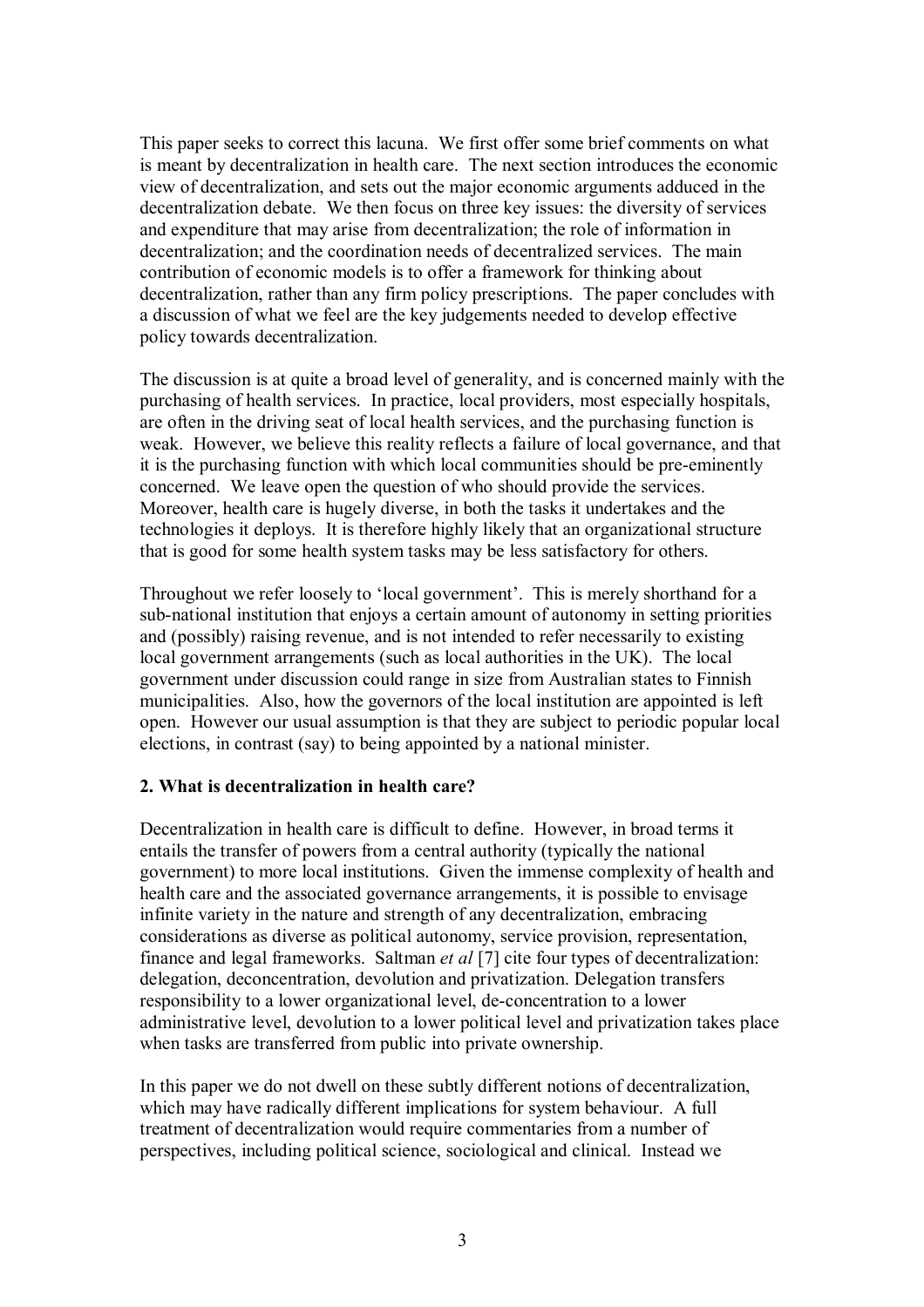This paper seeks to correct this lacuna. We first offer some brief comments on what is meant by decentralization in health care. The next section introduces the economic view of decentralization, and sets out the major economic arguments adduced in the decentralization debate. We then focus on three key issues: the diversity of services and expenditure that may arise from decentralization; the role of information in decentralization; and the coordination needs of decentralized services. The main contribution of economic models is to offer a framework for thinking about decentralization, rather than any firm policy prescriptions. The paper concludes with a discussion of what we feel are the key judgements needed to develop effective policy towards decentralization.

The discussion is at quite a broad level of generality, and is concerned mainly with the purchasing of health services. In practice, local providers, most especially hospitals, are often in the driving seat of local health services, and the purchasing function is weak. However, we believe this reality reflects a failure of local governance, and that it is the purchasing function with which local communities should be pre-eminently concerned. We leave open the question of who should provide the services. Moreover, health care is hugely diverse, in both the tasks it undertakes and the technologies it deploys. It is therefore highly likely that an organizational structure that is good for some health system tasks may be less satisfactory for others.

Throughout we refer loosely to 'local government'. This is merely shorthand for a sub-national institution that enjoys a certain amount of autonomy in setting priorities and (possibly) raising revenue, and is not intended to refer necessarily to existing local government arrangements (such as local authorities in the UK). The local government under discussion could range in size from Australian states to Finnish municipalities. Also, how the governors of the local institution are appointed is left open. However our usual assumption is that they are subject to periodic popular local elections, in contrast (say) to being appointed by a national minister.

## 2. What is decentralization in health care?

Decentralization in health care is difficult to define. However, in broad terms it entails the transfer of powers from a central authority (typically the national government) to more local institutions. Given the immense complexity of health and health care and the associated governance arrangements, it is possible to envisage infinite variety in the nature and strength of any decentralization, embracing considerations as diverse as political autonomy, service provision, representation, finance and legal frameworks. Saltman *et al* [7] cite four types of decentralization: delegation, deconcentration, devolution and privatization. Delegation transfers responsibility to a lower organizational level, de-concentration to a lower administrative level, devolution to a lower political level and privatization takes place when tasks are transferred from public into private ownership.

In this paper we do not dwell on these subtly different notions of decentralization, which may have radically different implications for system behaviour. A full treatment of decentralization would require commentaries from a number of perspectives, including political science, sociological and clinical. Instead we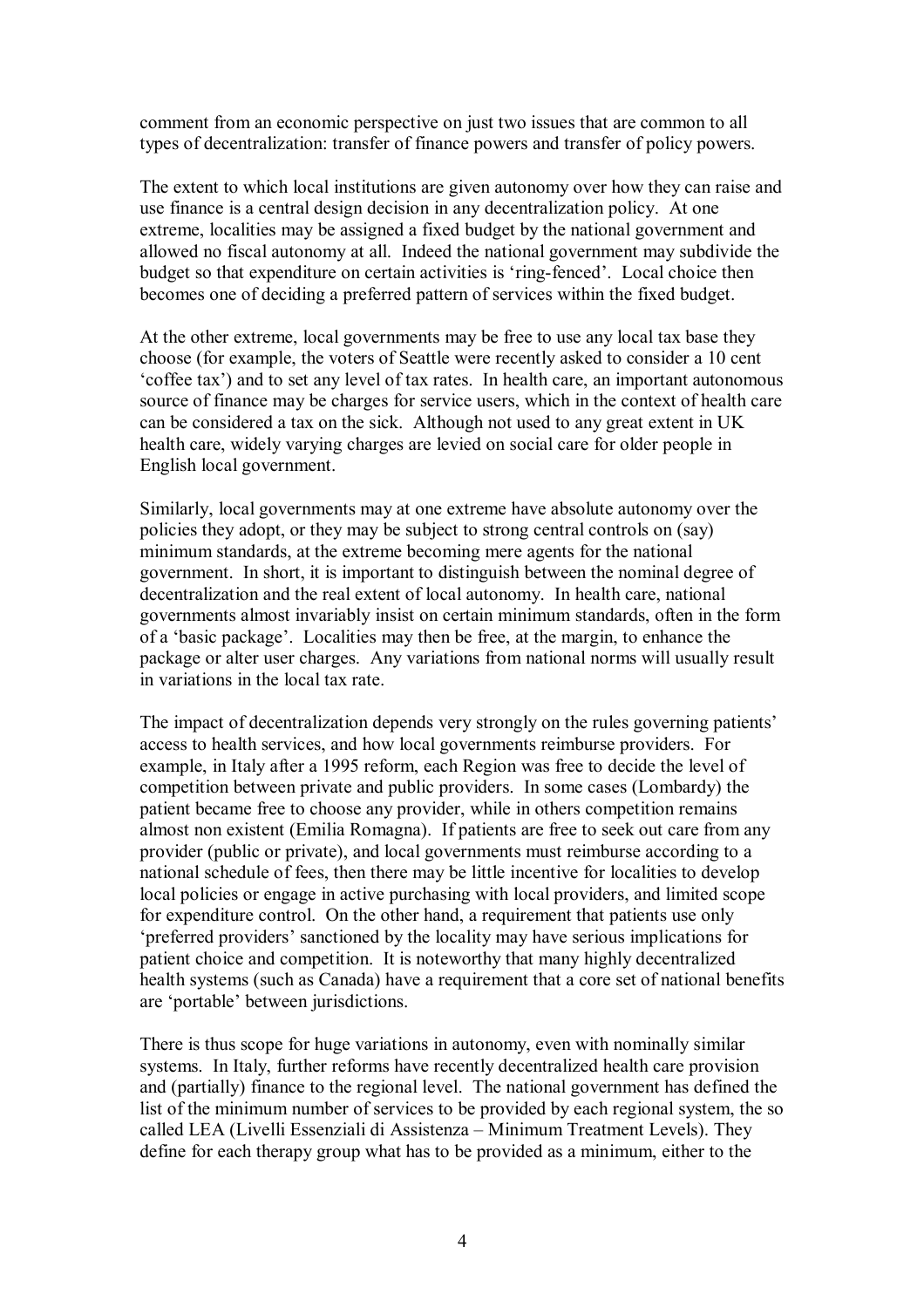comment from an economic perspective on just two issues that are common to all types of decentralization: transfer of finance powers and transfer of policy powers.

The extent to which local institutions are given autonomy over how they can raise and use finance is a central design decision in any decentralization policy. At one extreme, localities may be assigned a fixed budget by the national government and allowed no fiscal autonomy at all. Indeed the national government may subdivide the budget so that expenditure on certain activities is 'ring-fenced'. Local choice then becomes one of deciding a preferred pattern of services within the fixed budget.

At the other extreme, local governments may be free to use any local tax base they choose (for example, the voters of Seattle were recently asked to consider a 10 cent 'coffee tax') and to set any level of tax rates. In health care, an important autonomous source of finance may be charges for service users, which in the context of health care can be considered a tax on the sick. Although not used to any great extent in UK health care, widely varying charges are levied on social care for older people in English local government.

Similarly, local governments may at one extreme have absolute autonomy over the policies they adopt, or they may be subject to strong central controls on (say) minimum standards, at the extreme becoming mere agents for the national government. In short, it is important to distinguish between the nominal degree of decentralization and the real extent of local autonomy. In health care, national governments almost invariably insist on certain minimum standards, often in the form of a 'basic package'. Localities may then be free, at the margin, to enhance the package or alter user charges. Any variations from national norms will usually result in variations in the local tax rate.

The impact of decentralization depends very strongly on the rules governing patients' access to health services, and how local governments reimburse providers. For example, in Italy after a 1995 reform, each Region was free to decide the level of competition between private and public providers. In some cases (Lombardy) the patient became free to choose any provider, while in others competition remains almost non existent (Emilia Romagna). If patients are free to seek out care from any provider (public or private), and local governments must reimburse according to a national schedule of fees, then there may be little incentive for localities to develop local policies or engage in active purchasing with local providers, and limited scope for expenditure control. On the other hand, a requirement that patients use only 'preferred providers' sanctioned by the locality may have serious implications for patient choice and competition. It is noteworthy that many highly decentralized health systems (such as Canada) have a requirement that a core set of national benefits are 'portable' between jurisdictions.

There is thus scope for huge variations in autonomy, even with nominally similar systems. In Italy, further reforms have recently decentralized health care provision and (partially) finance to the regional level. The national government has defined the list of the minimum number of services to be provided by each regional system, the so called LEA (Livelli Essenziali di Assistenza – Minimum Treatment Levels). They define for each therapy group what has to be provided as a minimum, either to the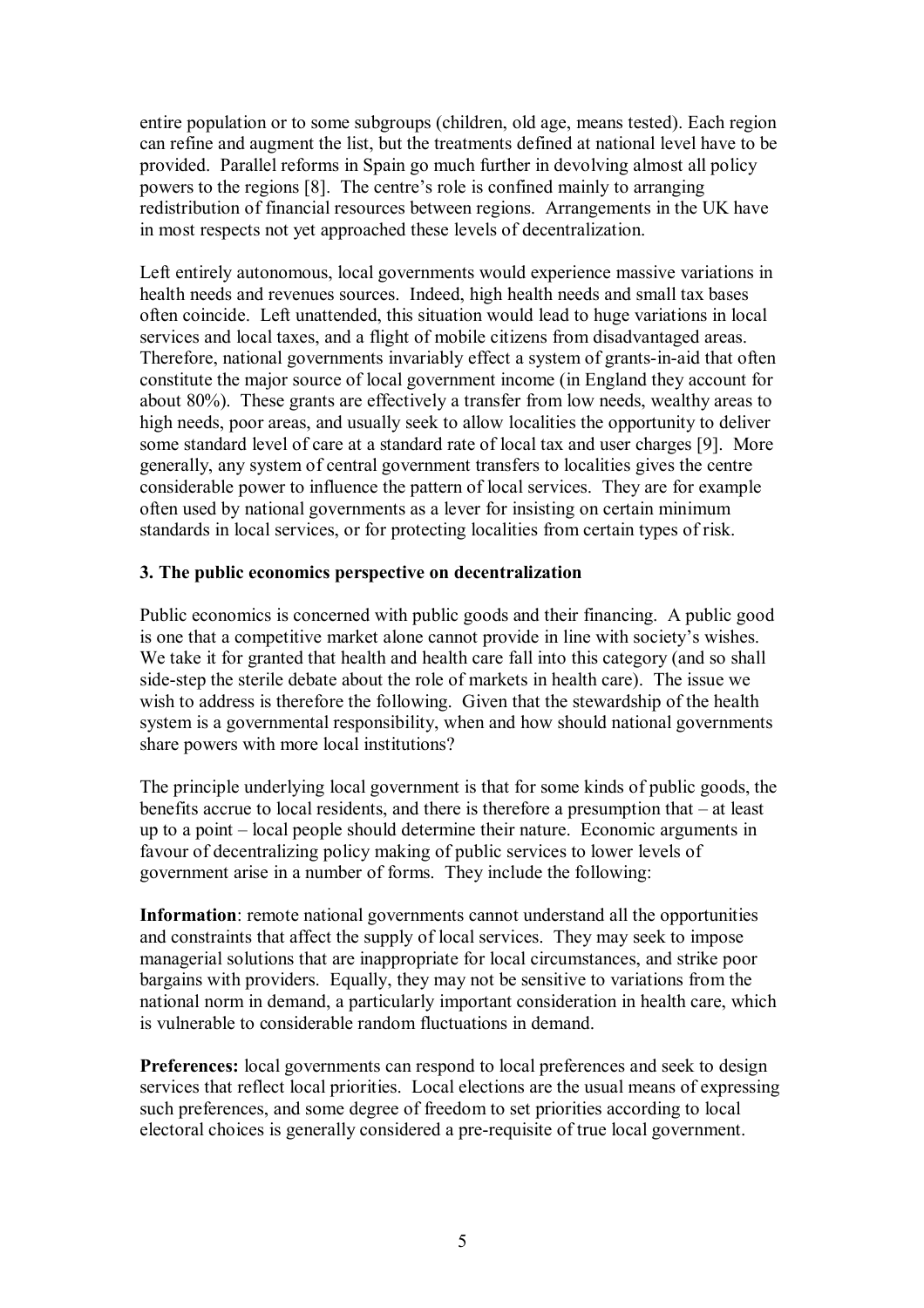entire population or to some subgroups (children, old age, means tested). Each region can refine and augment the list, but the treatments defined at national level have to be provided. Parallel reforms in Spain go much further in devolving almost all policy powers to the regions [8]. The centre's role is confined mainly to arranging redistribution of financial resources between regions. Arrangements in the UK have in most respects not yet approached these levels of decentralization.

Left entirely autonomous, local governments would experience massive variations in health needs and revenues sources. Indeed, high health needs and small tax bases often coincide. Left unattended, this situation would lead to huge variations in local services and local taxes, and a flight of mobile citizens from disadvantaged areas. Therefore, national governments invariably effect a system of grants-in-aid that often constitute the major source of local government income (in England they account for about 80%). These grants are effectively a transfer from low needs, wealthy areas to high needs, poor areas, and usually seek to allow localities the opportunity to deliver some standard level of care at a standard rate of local tax and user charges [9]. More generally, any system of central government transfers to localities gives the centre considerable power to influence the pattern of local services. They are for example often used by national governments as a lever for insisting on certain minimum standards in local services, or for protecting localities from certain types of risk.

## 3. The public economics perspective on decentralization

Public economics is concerned with public goods and their financing. A public good is one that a competitive market alone cannot provide in line with society's wishes. We take it for granted that health and health care fall into this category (and so shall side-step the sterile debate about the role of markets in health care). The issue we wish to address is therefore the following. Given that the stewardship of the health system is a governmental responsibility, when and how should national governments share powers with more local institutions?

The principle underlying local government is that for some kinds of public goods, the benefits accrue to local residents, and there is therefore a presumption that – at least up to a point – local people should determine their nature. Economic arguments in favour of decentralizing policy making of public services to lower levels of government arise in a number of forms. They include the following:

**Information**: remote national governments cannot understand all the opportunities and constraints that affect the supply of local services. They may seek to impose managerial solutions that are inappropriate for local circumstances, and strike poor bargains with providers. Equally, they may not be sensitive to variations from the national norm in demand, a particularly important consideration in health care, which is vulnerable to considerable random fluctuations in demand.

**Preferences:** local governments can respond to local preferences and seek to design services that reflect local priorities. Local elections are the usual means of expressing such preferences, and some degree of freedom to set priorities according to local electoral choices is generally considered a pre-requisite of true local government.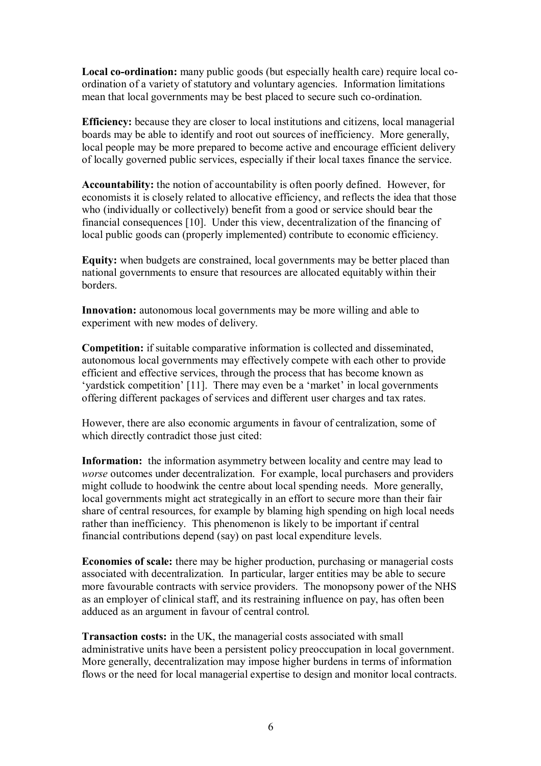**Local co-ordination:** many public goods (but especially health care) require local co-ordination of a variety of statutory and voluntary agencies. Information limitations mean that local governments may be best placed to secure such co-ordination.

**Efficiency:** because they are closer to local institutions and citizens, local managerial boards may be able to identify and root out sources of inefficiency. More generally, local people may be more prepared to become active and encourage efficient delivery of locally governed public services, especially if their local taxes finance the service.

**Accountability:** the notion of accountability is often poorly defined. However, for economists it is closely related to allocative efficiency, and reflects the idea that those who (individually or collectively) benefit from a good or service should bear the financial consequences [10]. Under this view, decentralization of the financing of local public goods can (properly implemented) contribute to economic efficiency.

**Equity:** when budgets are constrained, local governments may be better placed than national governments to ensure that resources are allocated equitably within their borders.

**Innovation:** autonomous local governments may be more willing and able to experiment with new modes of delivery.

**Competition:** if suitable comparative information is collected and disseminated, autonomous local governments may effectively compete with each other to provide efficient and effective services, through the process that has become known as 'yardstick competition' [11]. There may even be a 'market' in local governments offering different packages of services and different user charges and tax rates.

However, there are also economic arguments in favour of centralization, some of which directly contradict those just cited:

**Information:** the information asymmetry between locality and centre may lead to *worse* outcomes under decentralization. For example, local purchasers and providers might collude to hoodwink the centre about local spending needs. More generally, local governments might act strategically in an effort to secure more than their fair share of central resources, for example by blaming high spending on high local needs rather than inefficiency. This phenomenon is likely to be important if central financial contributions depend (say) on past local expenditure levels.

**Economies of scale:** there may be higher production, purchasing or managerial costs associated with decentralization. In particular, larger entities may be able to secure more favourable contracts with service providers. The monopsony power of the NHS as an employer of clinical staff, and its restraining influence on pay, has often been adduced as an argument in favour of central control.

**Transaction costs:** in the UK, the managerial costs associated with small administrative units have been a persistent policy preoccupation in local government. More generally, decentralization may impose higher burdens in terms of information flows or the need for local managerial expertise to design and monitor local contracts.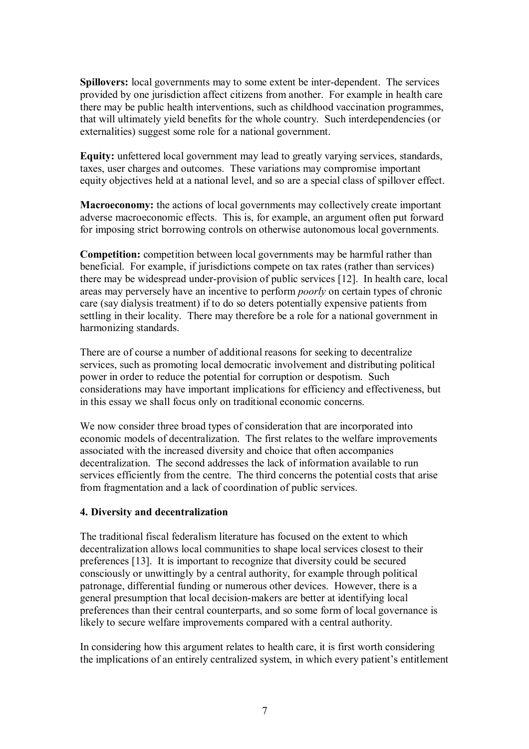**Spillovers:** local governments may to some extent be inter-dependent. The services provided by one jurisdiction affect citizens from another. For example in health care there may be public health interventions, such as childhood vaccination programmes, that will ultimately yield benefits for the whole country. Such interdependencies (or externalities) suggest some role for a national government.

**Equity:** unfettered local government may lead to greatly varying services, standards, taxes, user charges and outcomes. These variations may compromise important equity objectives held at a national level, and so are a special class of spillover effect.

**Macroeconomy:** the actions of local governments may collectively create important adverse macroeconomic effects. This is, for example, an argument often put forward for imposing strict borrowing controls on otherwise autonomous local governments.

**Competition:** competition between local governments may be harmful rather than beneficial. For example, if jurisdictions compete on tax rates (rather than services) there may be widespread under-provision of public services [12]. In health care, local areas may perversely have an incentive to perform *poorly* on certain types of chronic care (say dialysis treatment) if to do so deters potentially expensive patients from settling in their locality. There may therefore be a role for a national government in harmonizing standards.

There are of course a number of additional reasons for seeking to decentralize services, such as promoting local democratic involvement and distributing political power in order to reduce the potential for corruption or despotism. Such considerations may have important implications for efficiency and effectiveness, but in this essay we shall focus only on traditional economic concerns.

We now consider three broad types of consideration that are incorporated into economic models of decentralization. The first relates to the welfare improvements associated with the increased diversity and choice that often accompanies decentralization. The second addresses the lack of information available to run services efficiently from the centre. The third concerns the potential costs that arise from fragmentation and a lack of coordination of public services.

## 4. Diversity and decentralization

The traditional fiscal federalism literature has focused on the extent to which decentralization allows local communities to shape local services closest to their preferences [13]. It is important to recognize that diversity could be secured consciously or unwittingly by a central authority, for example through political patronage, differential funding or numerous other devices. However, there is a general presumption that local decision-makers are better at identifying local preferences than their central counterparts, and so some form of local governance is likely to secure welfare improvements compared with a central authority.

In considering how this argument relates to health care, it is first worth considering the implications of an entirely centralized system, in which every patient's entitlement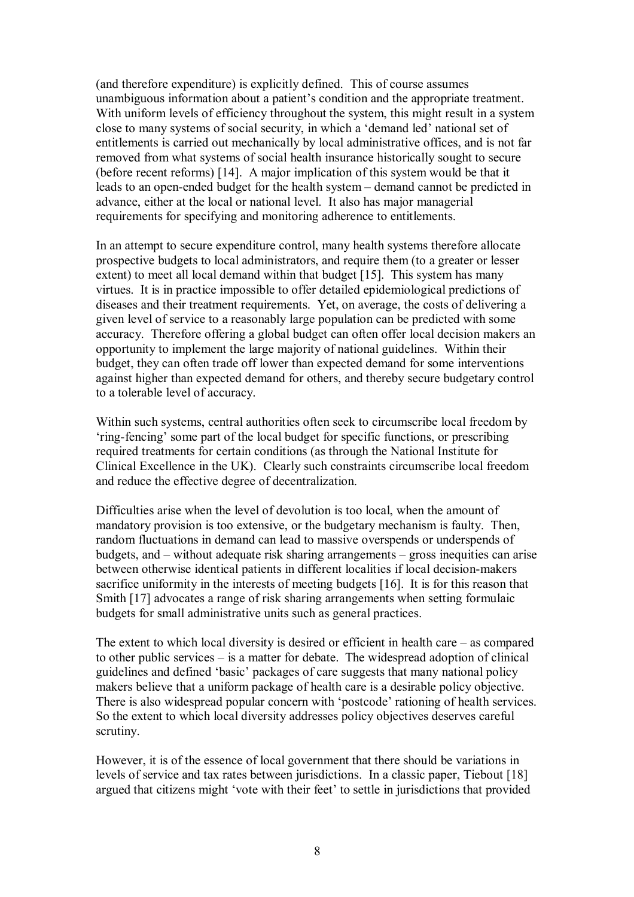(and therefore expenditure) is explicitly defined. This of course assumes unambiguous information about a patient's condition and the appropriate treatment. With uniform levels of efficiency throughout the system, this might result in a system close to many systems of social security, in which a 'demand led' national set of entitlements is carried out mechanically by local administrative offices, and is not far removed from what systems of social health insurance historically sought to secure (before recent reforms) [14]. A major implication of this system would be that it leads to an open-ended budget for the health system – demand cannot be predicted in advance, either at the local or national level. It also has major managerial requirements for specifying and monitoring adherence to entitlements.

In an attempt to secure expenditure control, many health systems therefore allocate prospective budgets to local administrators, and require them (to a greater or lesser extent) to meet all local demand within that budget [15]. This system has many virtues. It is in practice impossible to offer detailed epidemiological predictions of diseases and their treatment requirements. Yet, on average, the costs of delivering a given level of service to a reasonably large population can be predicted with some accuracy. Therefore offering a global budget can often offer local decision makers an opportunity to implement the large majority of national guidelines. Within their budget, they can often trade off lower than expected demand for some interventions against higher than expected demand for others, and thereby secure budgetary control to a tolerable level of accuracy.

Within such systems, central authorities often seek to circumscribe local freedom by 'ring-fencing' some part of the local budget for specific functions, or prescribing required treatments for certain conditions (as through the National Institute for Clinical Excellence in the UK). Clearly such constraints circumscribe local freedom and reduce the effective degree of decentralization.

Difficulties arise when the level of devolution is too local, when the amount of mandatory provision is too extensive, or the budgetary mechanism is faulty. Then, random fluctuations in demand can lead to massive overspends or underspends of budgets, and – without adequate risk sharing arrangements – gross inequities can arise between otherwise identical patients in different localities if local decision-makers sacrifice uniformity in the interests of meeting budgets [16]. It is for this reason that Smith [17] advocates a range of risk sharing arrangements when setting formulaic budgets for small administrative units such as general practices.

The extent to which local diversity is desired or efficient in health care – as compared to other public services – is a matter for debate. The widespread adoption of clinical guidelines and defined 'basic' packages of care suggests that many national policy makers believe that a uniform package of health care is a desirable policy objective. There is also widespread popular concern with 'postcode' rationing of health services. So the extent to which local diversity addresses policy objectives deserves careful scrutiny.

However, it is of the essence of local government that there should be variations in levels of service and tax rates between jurisdictions. In a classic paper, Tiebout [18] argued that citizens might 'vote with their feet' to settle in jurisdictions that provided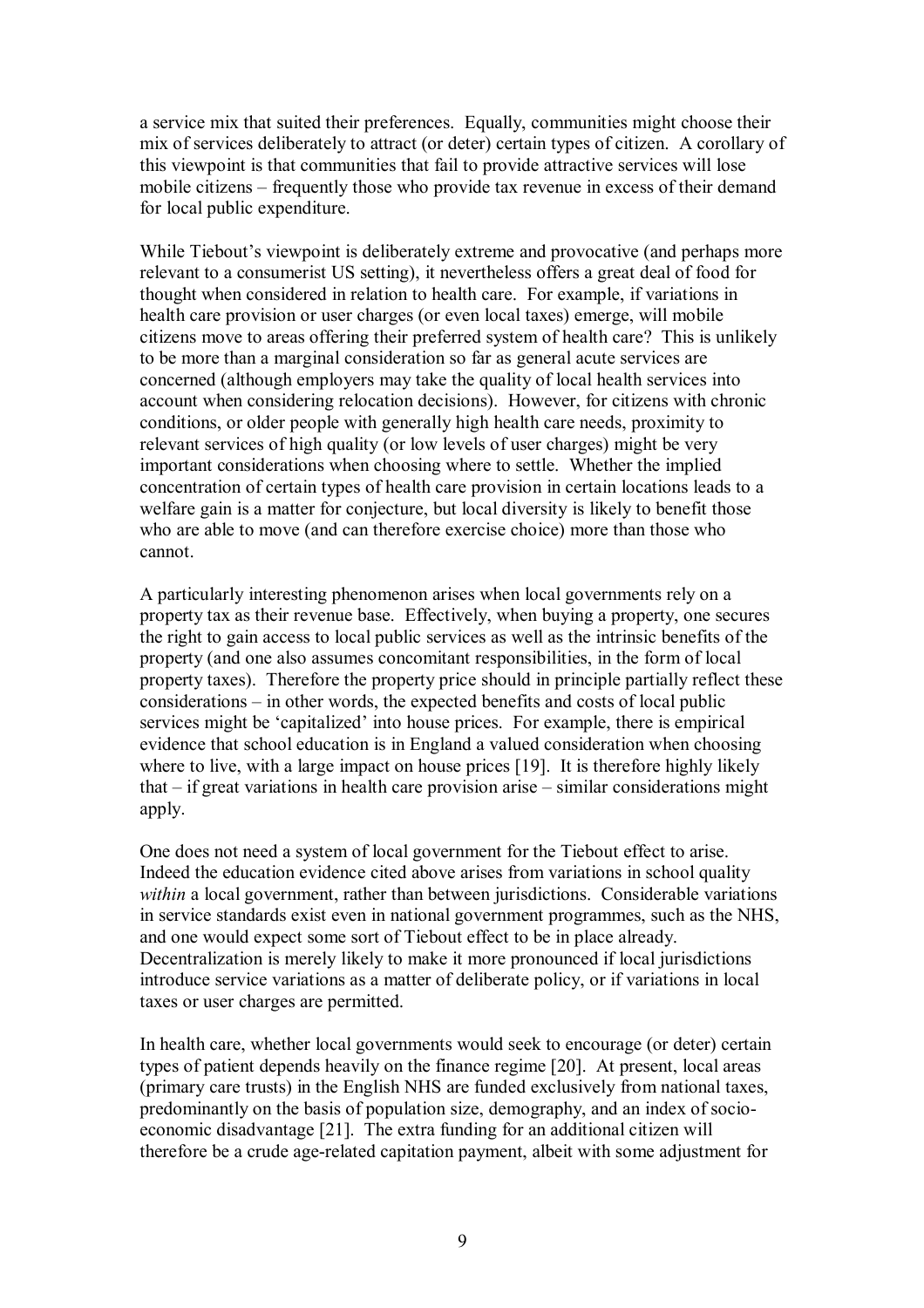a service mix that suited their preferences. Equally, communities might choose their mix of services deliberately to attract (or deter) certain types of citizen. A corollary of this viewpoint is that communities that fail to provide attractive services will lose mobile citizens – frequently those who provide tax revenue in excess of their demand for local public expenditure.

While Tiebout's viewpoint is deliberately extreme and provocative (and perhaps more relevant to a consumerist US setting), it nevertheless offers a great deal of food for thought when considered in relation to health care. For example, if variations in health care provision or user charges (or even local taxes) emerge, will mobile citizens move to areas offering their preferred system of health care? This is unlikely to be more than a marginal consideration so far as general acute services are concerned (although employers may take the quality of local health services into account when considering relocation decisions). However, for citizens with chronic conditions, or older people with generally high health care needs, proximity to relevant services of high quality (or low levels of user charges) might be very important considerations when choosing where to settle. Whether the implied concentration of certain types of health care provision in certain locations leads to a welfare gain is a matter for conjecture, but local diversity is likely to benefit those who are able to move (and can therefore exercise choice) more than those who cannot.

A particularly interesting phenomenon arises when local governments rely on a property tax as their revenue base. Effectively, when buying a property, one secures the right to gain access to local public services as well as the intrinsic benefits of the property (and one also assumes concomitant responsibilities, in the form of local property taxes). Therefore the property price should in principle partially reflect these considerations – in other words, the expected benefits and costs of local public services might be 'capitalized' into house prices. For example, there is empirical evidence that school education is in England a valued consideration when choosing where to live, with a large impact on house prices [19]. It is therefore highly likely that – if great variations in health care provision arise – similar considerations might apply.

One does not need a system of local government for the Tiebout effect to arise. Indeed the education evidence cited above arises from variations in school quality *within* a local government, rather than between jurisdictions. Considerable variations in service standards exist even in national government programmes, such as the NHS, and one would expect some sort of Tiebout effect to be in place already. Decentralization is merely likely to make it more pronounced if local jurisdictions introduce service variations as a matter of deliberate policy, or if variations in local taxes or user charges are permitted.

In health care, whether local governments would seek to encourage (or deter) certain types of patient depends heavily on the finance regime [20]. At present, local areas (primary care trusts) in the English NHS are funded exclusively from national taxes, predominantly on the basis of population size, demography, and an index of socio-economic disadvantage [21]. The extra funding for an additional citizen will therefore be a crude age-related capitation payment, albeit with some adjustment for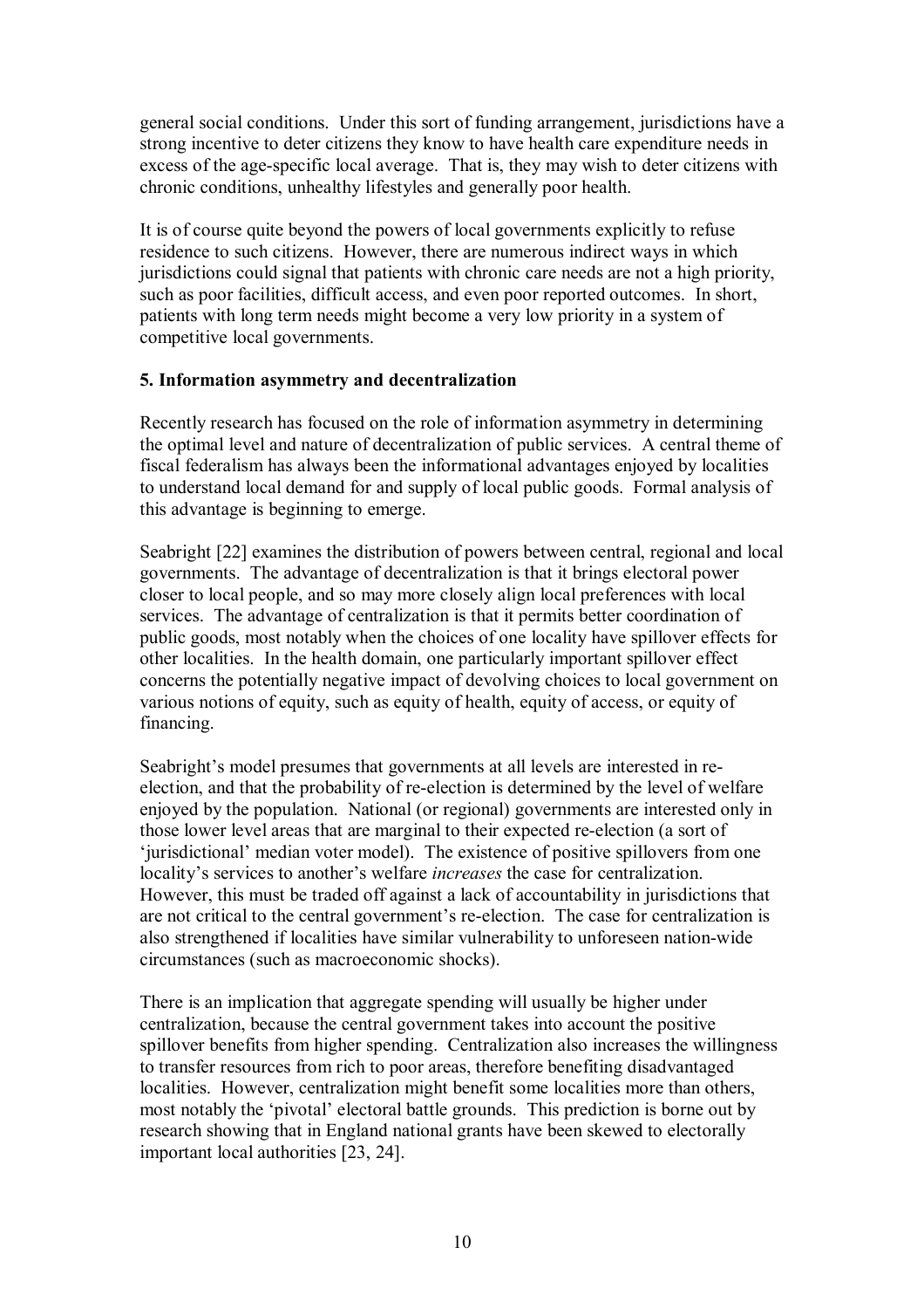general social conditions. Under this sort of funding arrangement, jurisdictions have a strong incentive to deter citizens they know to have health care expenditure needs in excess of the age-specific local average. That is, they may wish to deter citizens with chronic conditions, unhealthy lifestyles and generally poor health.

It is of course quite beyond the powers of local governments explicitly to refuse residence to such citizens. However, there are numerous indirect ways in which jurisdictions could signal that patients with chronic care needs are not a high priority, such as poor facilities, difficult access, and even poor reported outcomes. In short, patients with long term needs might become a very low priority in a system of competitive local governments.

**5. Information asymmetry and decentralization**

Recently research has focused on the role of information asymmetry in determining the optimal level and nature of decentralization of public services. A central theme of fiscal federalism has always been the informational advantages enjoyed by localities to understand local demand for and supply of local public goods. Formal analysis of this advantage is beginning to emerge.

Seabright [22] examines the distribution of powers between central, regional and local governments. The advantage of decentralization is that it brings electoral power closer to local people, and so may more closely align local preferences with local services. The advantage of centralization is that it permits better coordination of public goods, most notably when the choices of one locality have spillover effects for other localities. In the health domain, one particularly important spillover effect concerns the potentially negative impact of devolving choices to local government on various notions of equity, such as equity of health, equity of access, or equity of financing.

Seabright's model presumes that governments at all levels are interested in re-election, and that the probability of re-election is determined by the level of welfare enjoyed by the population. National (or regional) governments are interested only in those lower level areas that are marginal to their expected re-election (a sort of 'jurisdictional' median voter model). The existence of positive spillovers from one locality's services to another's welfare *increases* the case for centralization. However, this must be traded off against a lack of accountability in jurisdictions that are not critical to the central government's re-election. The case for centralization is also strengthened if localities have similar vulnerability to unforeseen nation-wide circumstances (such as macroeconomic shocks).

There is an implication that aggregate spending will usually be higher under centralization, because the central government takes into account the positive spillover benefits from higher spending. Centralization also increases the willingness to transfer resources from rich to poor areas, therefore benefiting disadvantaged localities. However, centralization might benefit some localities more than others, most notably the 'pivotal' electoral battle grounds. This prediction is borne out by research showing that in England national grants have been skewed to electorally important local authorities [23, 24].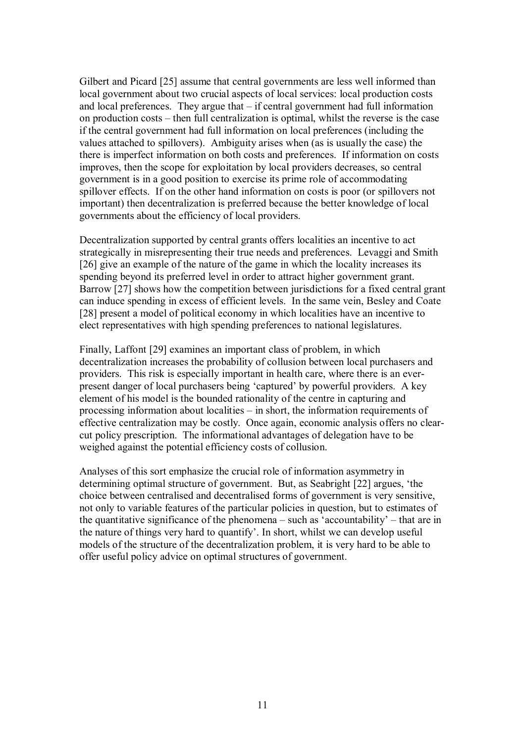Gilbert and Picard [25] assume that central governments are less well informed than local government about two crucial aspects of local services: local production costs and local preferences. They argue that – if central government had full information on production costs – then full centralization is optimal, whilst the reverse is the case if the central government had full information on local preferences (including the values attached to spillovers). Ambiguity arises when (as is usually the case) the there is imperfect information on both costs and preferences. If information on costs improves, then the scope for exploitation by local providers decreases, so central government is in a good position to exercise its prime role of accommodating spillover effects. If on the other hand information on costs is poor (or spillovers not important) then decentralization is preferred because the better knowledge of local governments about the efficiency of local providers.

Decentralization supported by central grants offers localities an incentive to act strategically in misrepresenting their true needs and preferences. Levaggi and Smith [26] give an example of the nature of the game in which the locality increases its spending beyond its preferred level in order to attract higher government grant. Barrow [27] shows how the competition between jurisdictions for a fixed central grant can induce spending in excess of efficient levels. In the same vein, Besley and Coate [28] present a model of political economy in which localities have an incentive to elect representatives with high spending preferences to national legislatures.

Finally, Laffont [29] examines an important class of problem, in which decentralization increases the probability of collusion between local purchasers and providers. This risk is especially important in health care, where there is an ever-present danger of local purchasers being 'captured' by powerful providers. A key element of his model is the bounded rationality of the centre in capturing and processing information about localities – in short, the information requirements of effective centralization may be costly. Once again, economic analysis offers no clear-cut policy prescription. The informational advantages of delegation have to be weighed against the potential efficiency costs of collusion.

Analyses of this sort emphasize the crucial role of information asymmetry in determining optimal structure of government. But, as Seabright [22] argues, 'the choice between centralised and decentralised forms of government is very sensitive, not only to variable features of the particular policies in question, but to estimates of the quantitative significance of the phenomena – such as 'accountability' – that are in the nature of things very hard to quantify'. In short, whilst we can develop useful models of the structure of the decentralization problem, it is very hard to be able to offer useful policy advice on optimal structures of government.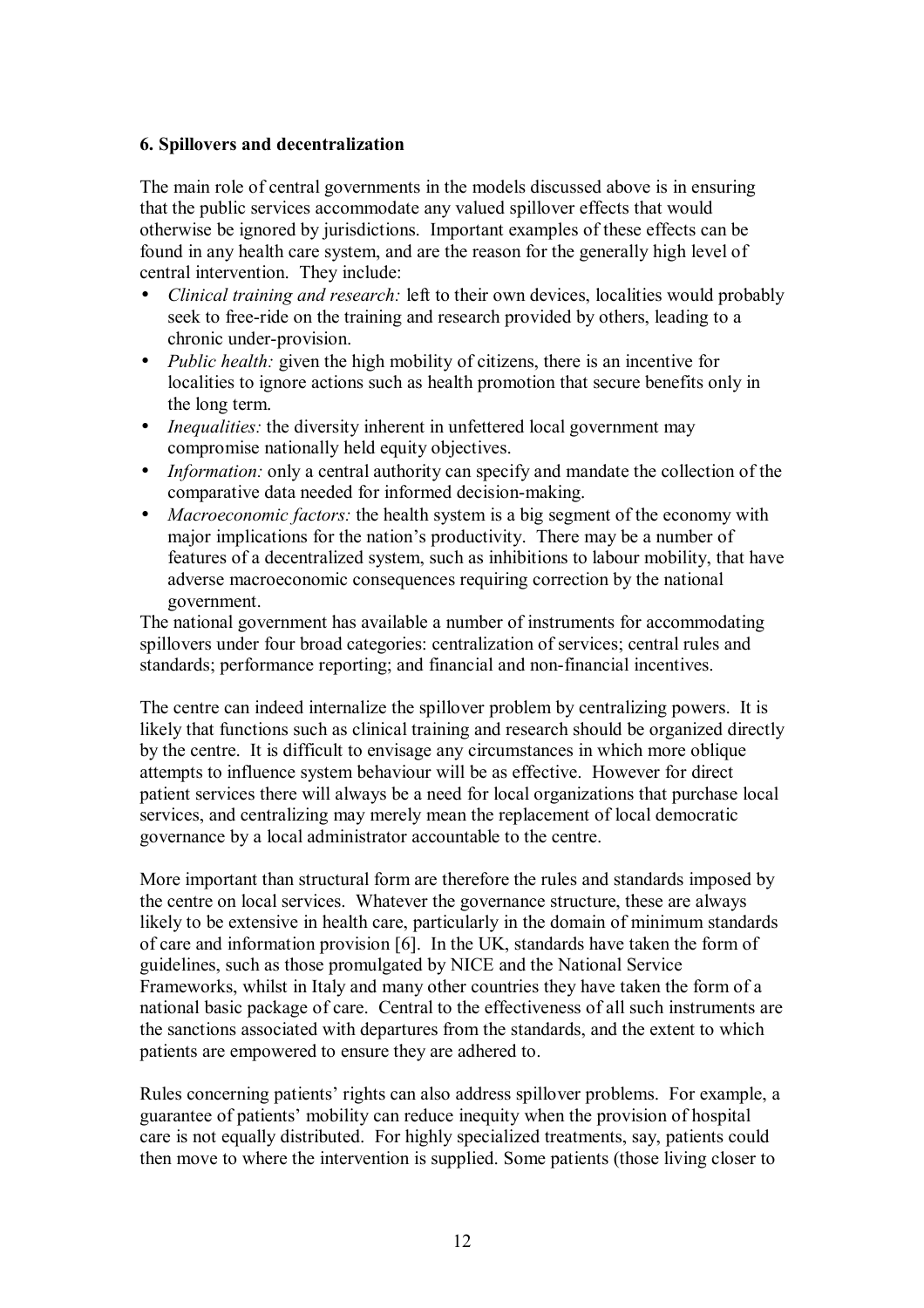**6. Spillovers and decentralization**

The main role of central governments in the models discussed above is in ensuring that the public services accommodate any valued spillover effects that would otherwise be ignored by jurisdictions. Important examples of these effects can be found in any health care system, and are the reason for the generally high level of central intervention. They include:

- *Clinical training and research:* left to their own devices, localities would probably seek to free-ride on the training and research provided by others, leading to a chronic under-provision.
- *Public health:* given the high mobility of citizens, there is an incentive for localities to ignore actions such as health promotion that secure benefits only in the long term.
- *Inequalities:* the diversity inherent in unfettered local government may compromise nationally held equity objectives.
- *Information:* only a central authority can specify and mandate the collection of the comparative data needed for informed decision-making.
- *Macroeconomic factors:* the health system is a big segment of the economy with major implications for the nation's productivity. There may be a number of features of a decentralized system, such as inhibitions to labour mobility, that have adverse macroeconomic consequences requiring correction by the national government.

The national government has available a number of instruments for accommodating spillovers under four broad categories: centralization of services; central rules and standards; performance reporting; and financial and non-financial incentives.

The centre can indeed internalize the spillover problem by centralizing powers. It is likely that functions such as clinical training and research should be organized directly by the centre. It is difficult to envisage any circumstances in which more oblique attempts to influence system behaviour will be as effective. However for direct patient services there will always be a need for local organizations that purchase local services, and centralizing may merely mean the replacement of local democratic governance by a local administrator accountable to the centre.

More important than structural form are therefore the rules and standards imposed by the centre on local services. Whatever the governance structure, these are always likely to be extensive in health care, particularly in the domain of minimum standards of care and information provision [6]. In the UK, standards have taken the form of guidelines, such as those promulgated by NICE and the National Service Frameworks, whilst in Italy and many other countries they have taken the form of a national basic package of care. Central to the effectiveness of all such instruments are the sanctions associated with departures from the standards, and the extent to which patients are empowered to ensure they are adhered to.

Rules concerning patients' rights can also address spillover problems. For example, a guarantee of patients' mobility can reduce inequity when the provision of hospital care is not equally distributed. For highly specialized treatments, say, patients could then move to where the intervention is supplied. Some patients (those living closer to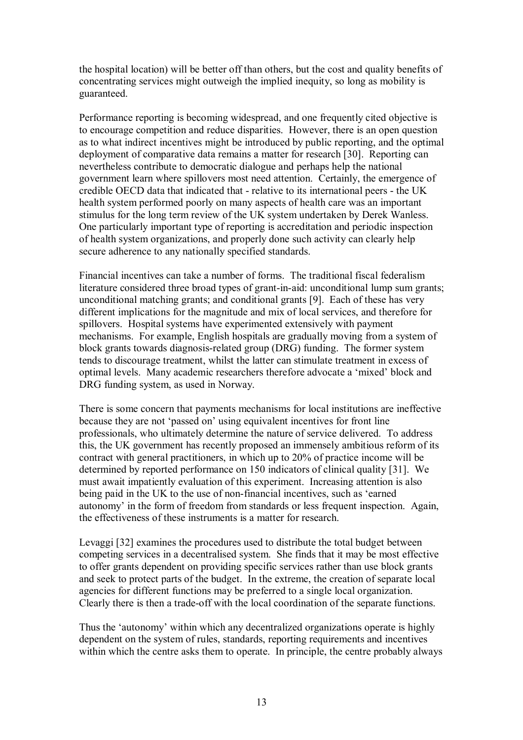the hospital location) will be better off than others, but the cost and quality benefits of concentrating services might outweigh the implied inequity, so long as mobility is guaranteed.

Performance reporting is becoming widespread, and one frequently cited objective is to encourage competition and reduce disparities. However, there is an open question as to what indirect incentives might be introduced by public reporting, and the optimal deployment of comparative data remains a matter for research [30]. Reporting can nevertheless contribute to democratic dialogue and perhaps help the national government learn where spillovers most need attention. Certainly, the emergence of credible OECD data that indicated that - relative to its international peers - the UK health system performed poorly on many aspects of health care was an important stimulus for the long term review of the UK system undertaken by Derek Wanless. One particularly important type of reporting is accreditation and periodic inspection of health system organizations, and properly done such activity can clearly help secure adherence to any nationally specified standards.

Financial incentives can take a number of forms. The traditional fiscal federalism literature considered three broad types of grant-in-aid: unconditional lump sum grants; unconditional matching grants; and conditional grants [9]. Each of these has very different implications for the magnitude and mix of local services, and therefore for spillovers. Hospital systems have experimented extensively with payment mechanisms. For example, English hospitals are gradually moving from a system of block grants towards diagnosis-related group (DRG) funding. The former system tends to discourage treatment, whilst the latter can stimulate treatment in excess of optimal levels. Many academic researchers therefore advocate a 'mixed' block and DRG funding system, as used in Norway.

There is some concern that payments mechanisms for local institutions are ineffective because they are not 'passed on' using equivalent incentives for front line professionals, who ultimately determine the nature of service delivered. To address this, the UK government has recently proposed an immensely ambitious reform of its contract with general practitioners, in which up to 20% of practice income will be determined by reported performance on 150 indicators of clinical quality [31]. We must await impatiently evaluation of this experiment. Increasing attention is also being paid in the UK to the use of non-financial incentives, such as 'earned autonomy' in the form of freedom from standards or less frequent inspection. Again, the effectiveness of these instruments is a matter for research.

Levaggi [32] examines the procedures used to distribute the total budget between competing services in a decentralised system. She finds that it may be most effective to offer grants dependent on providing specific services rather than use block grants and seek to protect parts of the budget. In the extreme, the creation of separate local agencies for different functions may be preferred to a single local organization. Clearly there is then a trade-off with the local coordination of the separate functions.

Thus the 'autonomy' within which any decentralized organizations operate is highly dependent on the system of rules, standards, reporting requirements and incentives within which the centre asks them to operate. In principle, the centre probably always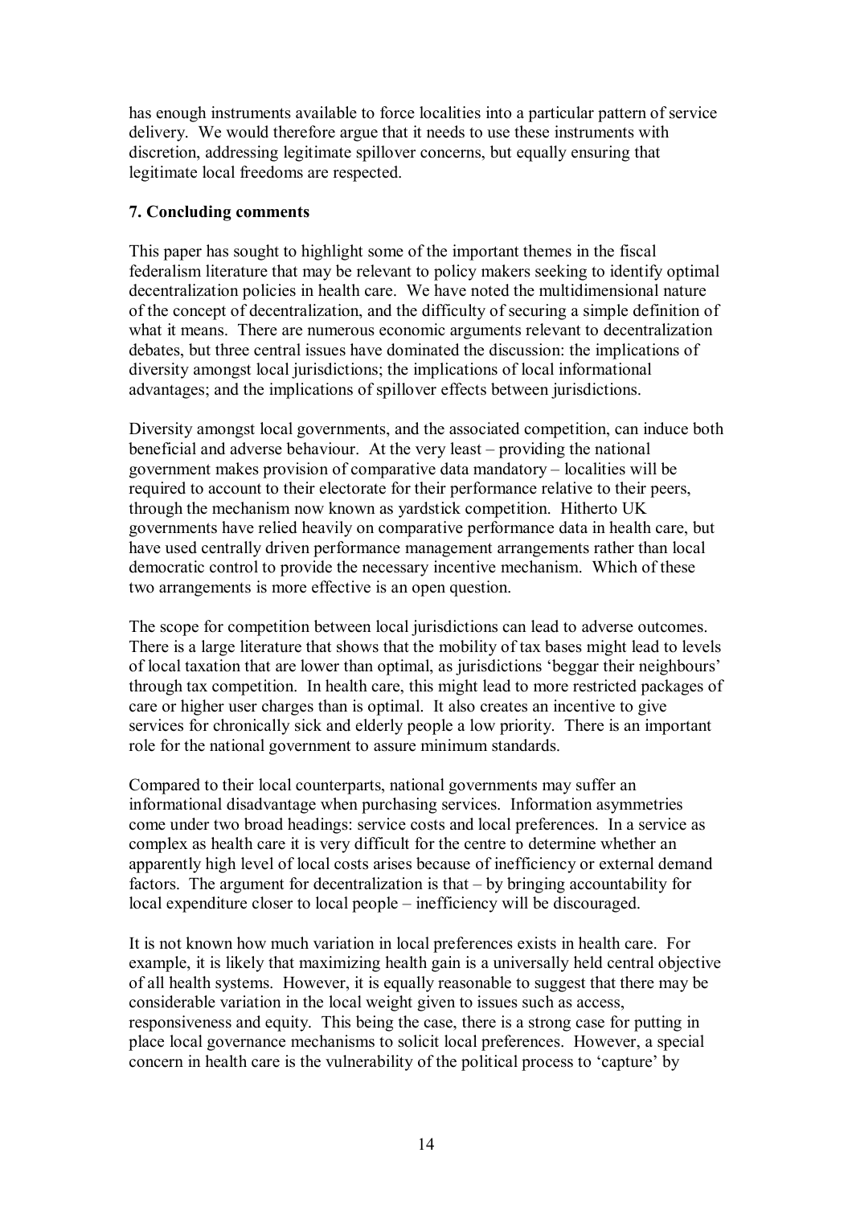has enough instruments available to force localities into a particular pattern of service delivery. We would therefore argue that it needs to use these instruments with discretion, addressing legitimate spillover concerns, but equally ensuring that legitimate local freedoms are respected.

## 7. Concluding comments

This paper has sought to highlight some of the important themes in the fiscal federalism literature that may be relevant to policy makers seeking to identify optimal decentralization policies in health care. We have noted the multidimensional nature of the concept of decentralization, and the difficulty of securing a simple definition of what it means. There are numerous economic arguments relevant to decentralization debates, but three central issues have dominated the discussion: the implications of diversity amongst local jurisdictions; the implications of local informational advantages; and the implications of spillover effects between jurisdictions.

Diversity amongst local governments, and the associated competition, can induce both beneficial and adverse behaviour. At the very least – providing the national government makes provision of comparative data mandatory – localities will be required to account to their electorate for their performance relative to their peers, through the mechanism now known as yardstick competition. Hitherto UK governments have relied heavily on comparative performance data in health care, but have used centrally driven performance management arrangements rather than local democratic control to provide the necessary incentive mechanism. Which of these two arrangements is more effective is an open question.

The scope for competition between local jurisdictions can lead to adverse outcomes. There is a large literature that shows that the mobility of tax bases might lead to levels of local taxation that are lower than optimal, as jurisdictions 'beggar their neighbours' through tax competition. In health care, this might lead to more restricted packages of care or higher user charges than is optimal. It also creates an incentive to give services for chronically sick and elderly people a low priority. There is an important role for the national government to assure minimum standards.

Compared to their local counterparts, national governments may suffer an informational disadvantage when purchasing services. Information asymmetries come under two broad headings: service costs and local preferences. In a service as complex as health care it is very difficult for the centre to determine whether an apparently high level of local costs arises because of inefficiency or external demand factors. The argument for decentralization is that – by bringing accountability for local expenditure closer to local people – inefficiency will be discouraged.

It is not known how much variation in local preferences exists in health care. For example, it is likely that maximizing health gain is a universally held central objective of all health systems. However, it is equally reasonable to suggest that there may be considerable variation in the local weight given to issues such as access, responsiveness and equity. This being the case, there is a strong case for putting in place local governance mechanisms to solicit local preferences. However, a special concern in health care is the vulnerability of the political process to 'capture' by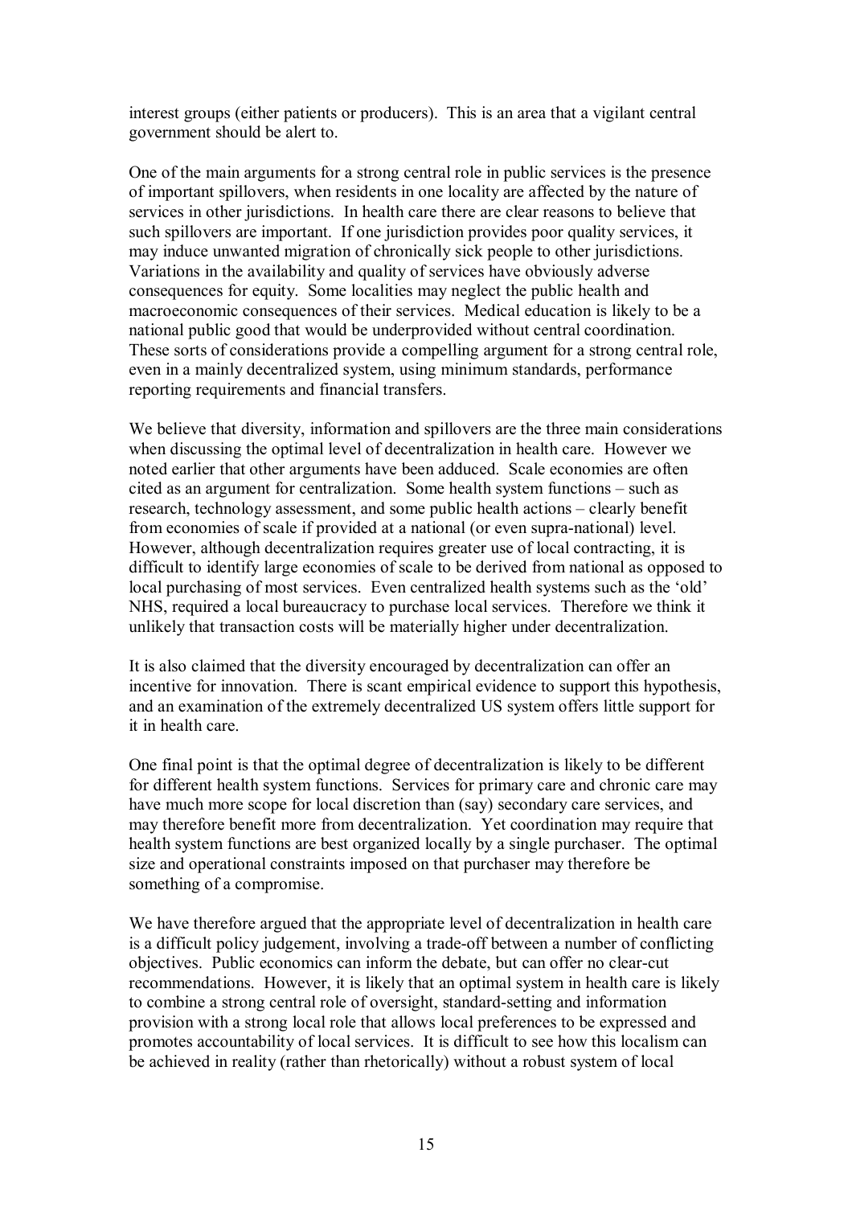interest groups (either patients or producers). This is an area that a vigilant central government should be alert to.

One of the main arguments for a strong central role in public services is the presence of important spillovers, when residents in one locality are affected by the nature of services in other jurisdictions. In health care there are clear reasons to believe that such spillovers are important. If one jurisdiction provides poor quality services, it may induce unwanted migration of chronically sick people to other jurisdictions. Variations in the availability and quality of services have obviously adverse consequences for equity. Some localities may neglect the public health and macroeconomic consequences of their services. Medical education is likely to be a national public good that would be underprovided without central coordination. These sorts of considerations provide a compelling argument for a strong central role, even in a mainly decentralized system, using minimum standards, performance reporting requirements and financial transfers.

We believe that diversity, information and spillovers are the three main considerations when discussing the optimal level of decentralization in health care. However we noted earlier that other arguments have been adduced. Scale economies are often cited as an argument for centralization. Some health system functions – such as research, technology assessment, and some public health actions – clearly benefit from economies of scale if provided at a national (or even supra-national) level. However, although decentralization requires greater use of local contracting, it is difficult to identify large economies of scale to be derived from national as opposed to local purchasing of most services. Even centralized health systems such as the 'old' NHS, required a local bureaucracy to purchase local services. Therefore we think it unlikely that transaction costs will be materially higher under decentralization.

It is also claimed that the diversity encouraged by decentralization can offer an incentive for innovation. There is scant empirical evidence to support this hypothesis, and an examination of the extremely decentralized US system offers little support for it in health care.

One final point is that the optimal degree of decentralization is likely to be different for different health system functions. Services for primary care and chronic care may have much more scope for local discretion than (say) secondary care services, and may therefore benefit more from decentralization. Yet coordination may require that health system functions are best organized locally by a single purchaser. The optimal size and operational constraints imposed on that purchaser may therefore be something of a compromise.

We have therefore argued that the appropriate level of decentralization in health care is a difficult policy judgement, involving a trade-off between a number of conflicting objectives. Public economics can inform the debate, but can offer no clear-cut recommendations. However, it is likely that an optimal system in health care is likely to combine a strong central role of oversight, standard-setting and information provision with a strong local role that allows local preferences to be expressed and promotes accountability of local services. It is difficult to see how this localism can be achieved in reality (rather than rhetorically) without a robust system of local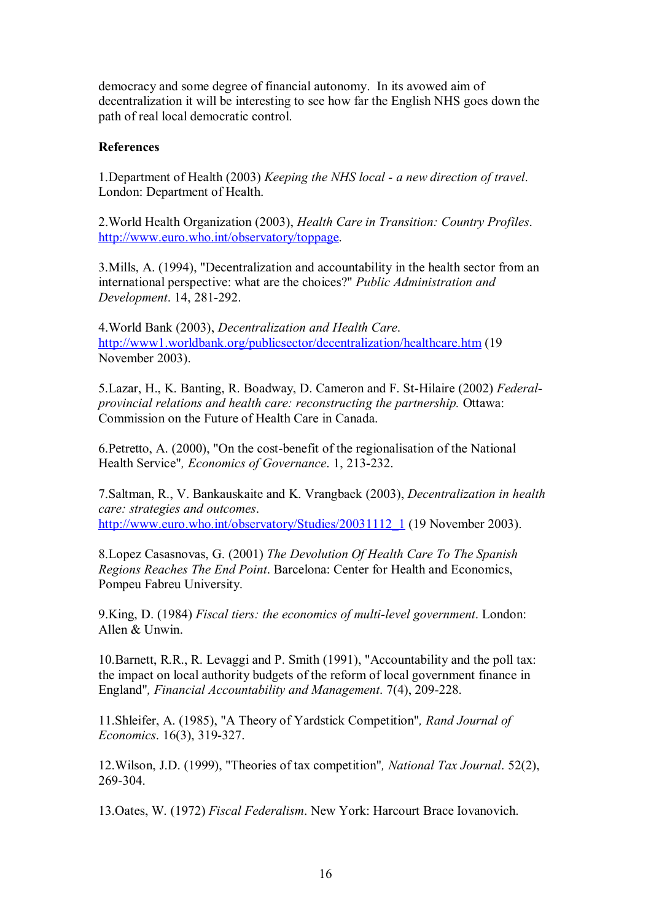democracy and some degree of financial autonomy. In its avowed aim of decentralization it will be interesting to see how far the English NHS goes down the path of real local democratic control.

**References**

1.Department of Health (2003) *Keeping the NHS local - a new direction of travel*. London: Department of Health.

2.World Health Organization (2003), *Health Care in Transition: Country Profiles*. http://www.euro.who.int/observatory/toppage.

3.Mills, A. (1994), "Decentralization and accountability in the health sector from an international perspective: what are the choices?" *Public Administration and Development*. 14, 281-292.

4.World Bank (2003), *Decentralization and Health Care*. http://www1.worldbank.org/publicsector/decentralization/healthcare.htm (19 November 2003).

5.Lazar, H., K. Banting, R. Boadway, D. Cameron and F. St-Hilaire (2002) *Federal-provincial relations and health care: reconstructing the partnership.* Ottawa: Commission on the Future of Health Care in Canada.

6.Petretto, A. (2000), "On the cost-benefit of the regionalisation of the National Health Service"*, Economics of Governance*. 1, 213-232.

7.Saltman, R., V. Bankauskaite and K. Vrangbaek (2003), *Decentralization in health care: strategies and outcomes*. http://www.euro.who.int/observatory/Studies/20031112_1 (19 November 2003).

8.Lopez Casasnovas, G. (2001) *The Devolution Of Health Care To The Spanish Regions Reaches The End Point*. Barcelona: Center for Health and Economics, Pompeu Fabreu University.

9.King, D. (1984) *Fiscal tiers: the economics of multi-level government*. London: Allen & Unwin.

10.Barnett, R.R., R. Levaggi and P. Smith (1991), "Accountability and the poll tax: the impact on local authority budgets of the reform of local government finance in England"*, Financial Accountability and Management*. 7(4), 209-228.

11.Shleifer, A. (1985), "A Theory of Yardstick Competition"*, Rand Journal of Economics*. 16(3), 319-327.

12.Wilson, J.D. (1999), "Theories of tax competition"*, National Tax Journal*. 52(2), 269-304.

13.Oates, W. (1972) *Fiscal Federalism*. New York: Harcourt Brace Iovanovich.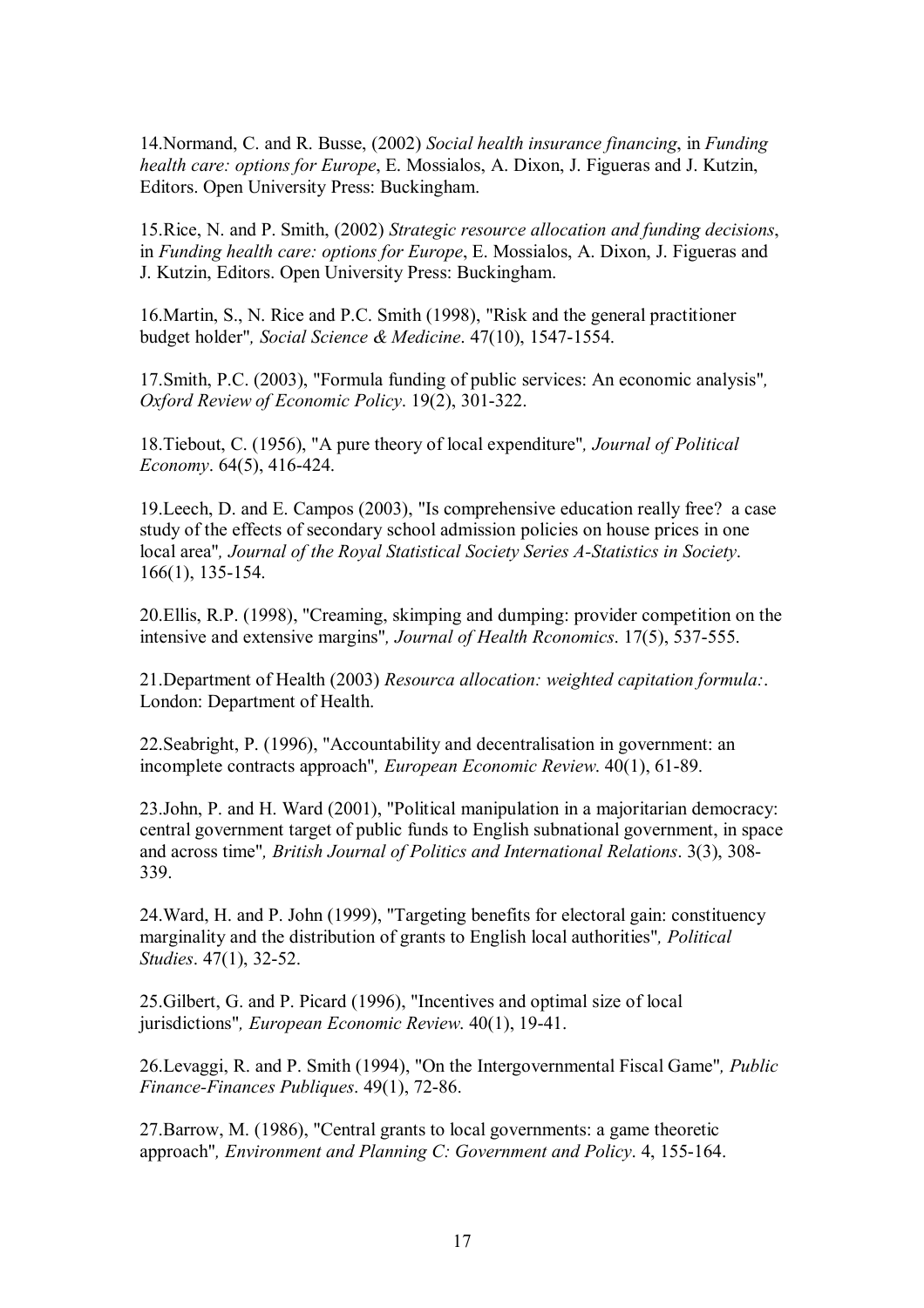14.Normand, C. and R. Busse, (2002) *Social health insurance financing*, in *Funding health care: options for Europe*, E. Mossialos, A. Dixon, J. Figueras and J. Kutzin, Editors. Open University Press: Buckingham.

15.Rice, N. and P. Smith, (2002) *Strategic resource allocation and funding decisions*, in *Funding health care: options for Europe*, E. Mossialos, A. Dixon, J. Figueras and J. Kutzin, Editors. Open University Press: Buckingham.

16.Martin, S., N. Rice and P.C. Smith (1998), "Risk and the general practitioner budget holder"*, Social Science & Medicine*. 47(10), 1547-1554.

17.Smith, P.C. (2003), "Formula funding of public services: An economic analysis"*, Oxford Review of Economic Policy*. 19(2), 301-322.

18.Tiebout, C. (1956), "A pure theory of local expenditure"*, Journal of Political Economy*. 64(5), 416-424.

19.Leech, D. and E. Campos (2003), "Is comprehensive education really free? a case study of the effects of secondary school admission policies on house prices in one local area"*, Journal of the Royal Statistical Society Series A-Statistics in Society*. 166(1), 135-154.

20.Ellis, R.P. (1998), "Creaming, skimping and dumping: provider competition on the intensive and extensive margins"*, Journal of Health Rconomics*. 17(5), 537-555.

21.Department of Health (2003) *Resourca allocation: weighted capitation formula:*. London: Department of Health.

22.Seabright, P. (1996), "Accountability and decentralisation in government: an incomplete contracts approach"*, European Economic Review*. 40(1), 61-89.

23.John, P. and H. Ward (2001), "Political manipulation in a majoritarian democracy: central government target of public funds to English subnational government, in space and across time"*, British Journal of Politics and International Relations*. 3(3), 308-339.

24.Ward, H. and P. John (1999), "Targeting benefits for electoral gain: constituency marginality and the distribution of grants to English local authorities"*, Political Studies*. 47(1), 32-52.

25.Gilbert, G. and P. Picard (1996), "Incentives and optimal size of local jurisdictions"*, European Economic Review*. 40(1), 19-41.

26.Levaggi, R. and P. Smith (1994), "On the Intergovernmental Fiscal Game"*, Public Finance-Finances Publiques*. 49(1), 72-86.

27.Barrow, M. (1986), "Central grants to local governments: a game theoretic approach"*, Environment and Planning C: Government and Policy*. 4, 155-164.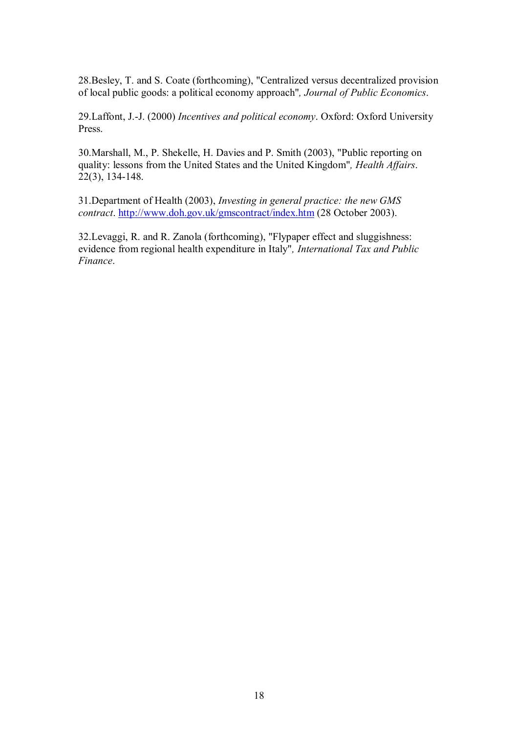28.Besley, T. and S. Coate (forthcoming), "Centralized versus decentralized provision of local public goods: a political economy approach", *Journal of Public Economics*.

29.Laffont, J.-J. (2000) *Incentives and political economy*. Oxford: Oxford University Press.

30.Marshall, M., P. Shekelle, H. Davies and P. Smith (2003), "Public reporting on quality: lessons from the United States and the United Kingdom", *Health Affairs*. 22(3), 134-148.

31.Department of Health (2003), *Investing in general practice: the new GMS contract*. http://www.doh.gov.uk/gmscontract/index.htm (28 October 2003).

32.Levaggi, R. and R. Zanola (forthcoming), "Flypaper effect and sluggishness: evidence from regional health expenditure in Italy", *International Tax and Public Finance*.